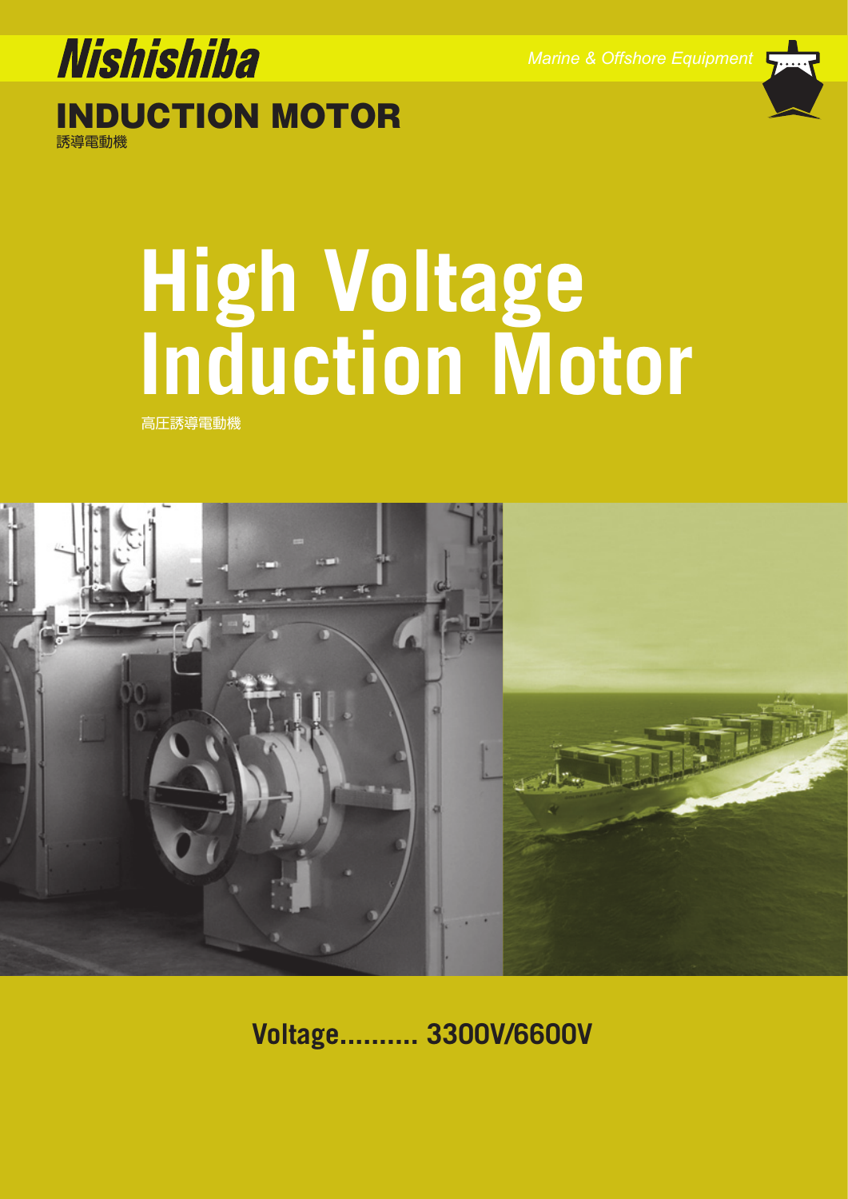**Nishishiba**

*Marine & Offshore Equipment*

## INDUCTION MOTOR

誘導電動機

# High Voltage Induction Motor

高圧誘導電動機

**Voltage.......... 3300V/6600V**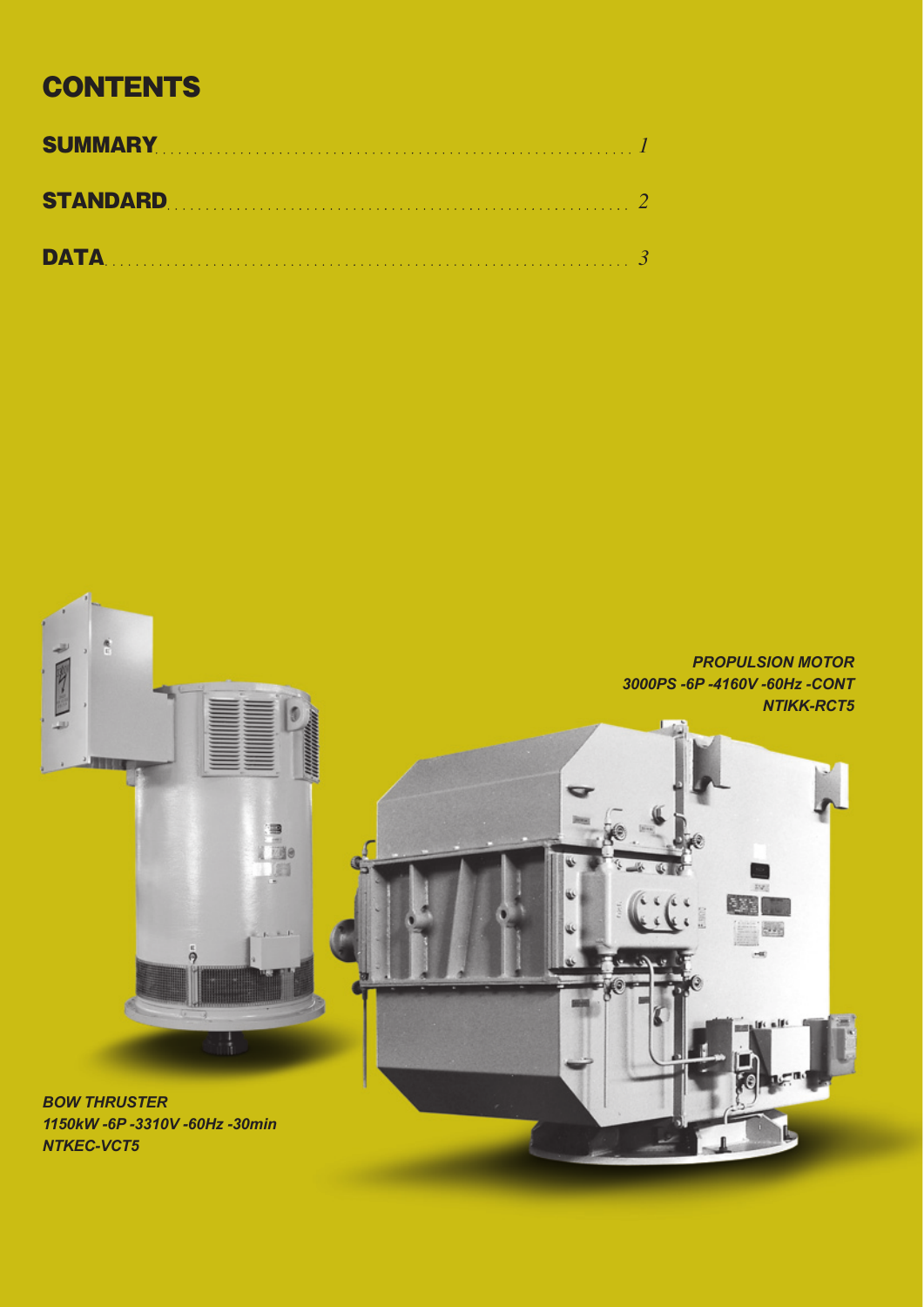# CONTENTS

**SUMMARY** ........................................................... *1*

**STANDARD** ........................................................... *2*

**DATA** ........................................................... *3*

***PROPULSION MOTOR***
***3000PS -6P -4160V -60Hz -CONT***
***NTIKK-RCT5***

***BOW THRUSTER***
***1150kW -6P -3310V -60Hz -30min***
***NTKEC-VCT5***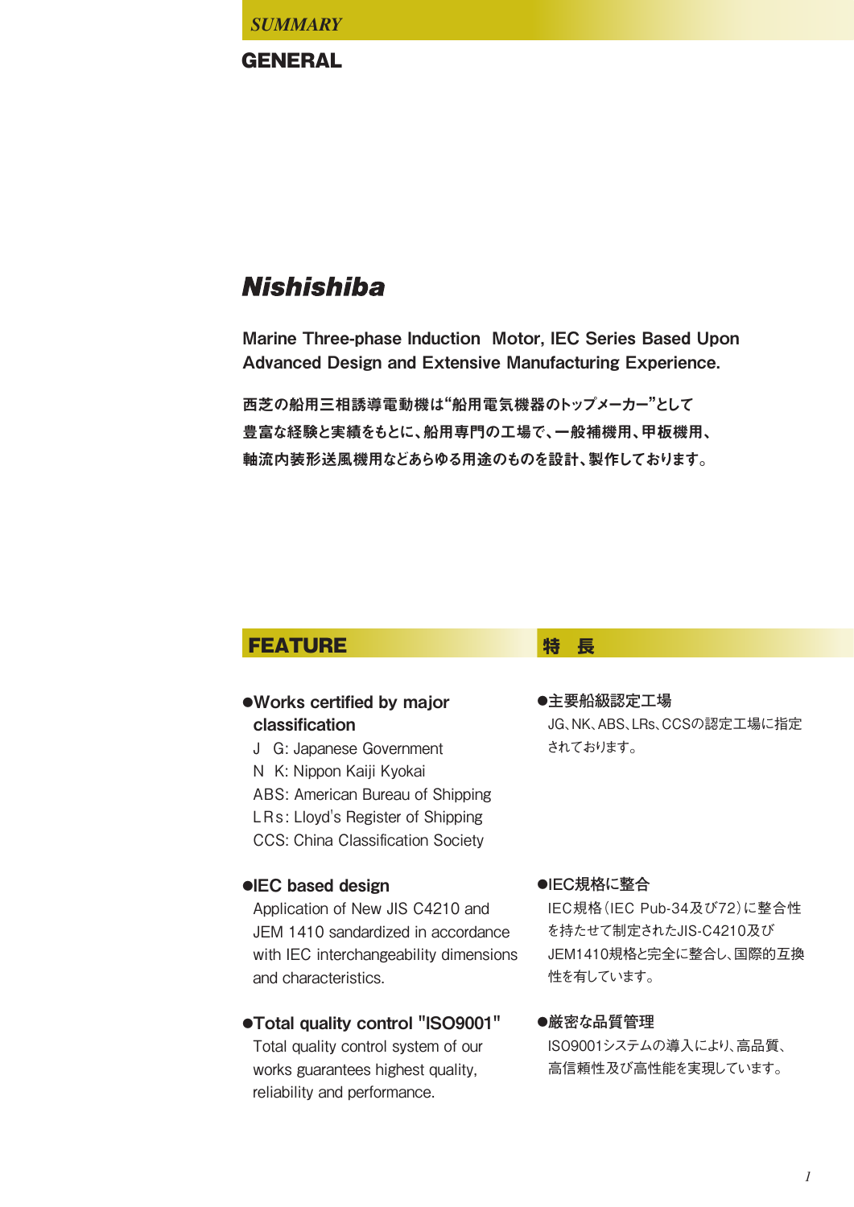*SUMMARY*

## GENERAL

# *Nishishiba*

**Marine Three-phase Induction Motor, IEC Series Based Upon Advanced Design and Extensive Manufacturing Experience.**

**西芝の船用三相誘導電動機は"船用電気機器のトップメーカー"として豊富な経験と実績をもとに、船用専門の工場で、一般補機用、甲板機用、軸流内装形送風機用などあらゆる用途のものを設計、製作しております。**

## FEATURE

**●Works certified by major classification**

J　G: Japanese Government
N　K: Nippon Kaiji Kyokai
ABS: American Bureau of Shipping
LRs: Lloyd's Register of Shipping
CCS: China Classification Society

**●IEC based design**

Application of New JIS C4210 and JEM 1410 sandardized in accordance with IEC interchangeability dimensions and characteristics.

**●Total quality control "ISO9001"**

Total quality control system of our works guarantees highest quality, reliability and performance.

## 特　長

**●主要船級認定工場**

JG、NK、ABS、LRs、CCSの認定工場に指定されております。

**●IEC規格に整合**

IEC規格（IEC Pub-34及び72）に整合性を持たせて制定されたJIS-C4210及びJEM1410規格と完全に整合し、国際的互換性を有しています。

**●厳密な品質管理**

ISO9001システムの導入により、高品質、高信頼性及び高性能を実現しています。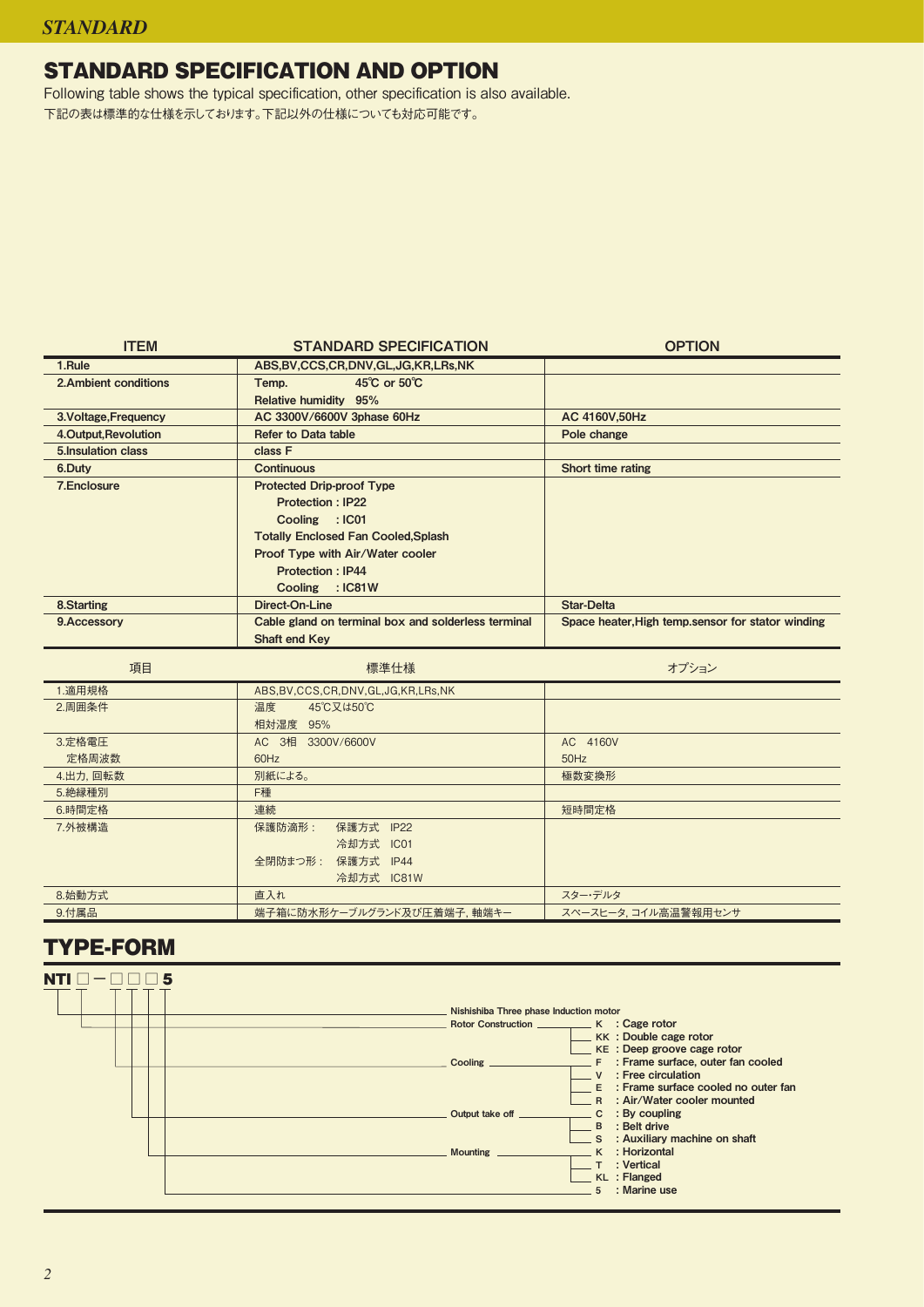## STANDARD SPECIFICATION AND OPTION

Following table shows the typical specification, other specification is also available.
下記の表は標準的な仕様を示しております。下記以外の仕様についても対応可能です。

| ITEM | STANDARD SPECIFICATION | OPTION |
|---|---|---|
| 1.Rule | ABS,BV,CCS,CR,DNV,GL,JG,KR,LRs,NK | |
| 2.Ambient conditions | Temp. 45℃ or 50℃<br>Relative humidity 95% | |
| 3.Voltage,Frequency | AC 3300V/6600V 3phase 60Hz | AC 4160V,50Hz |
| 4.Output,Revolution | Refer to Data table | Pole change |
| 5.Insulation class | class F | |
| 6.Duty | Continuous | Short time rating |
| 7.Enclosure | Protected Drip-proof Type<br>Protection : IP22<br>Cooling : IC01<br>Totally Enclosed Fan Cooled,Splash Proof Type with Air/Water cooler<br>Protection : IP44<br>Cooling : IC81W | |
| 8.Starting | Direct-On-Line | Star-Delta |
| 9.Accessory | Cable gland on terminal box and solderless terminal<br>Shaft end Key | Space heater,High temp.sensor for stator winding |

| 項目 | 標準仕様 | オプション |
|---|---|---|
| 1.適用規格 | ABS,BV,CCS,CR,DNV,GL,JG,KR,LRs,NK | |
| 2.周囲条件 | 温度 45℃又は50℃<br>相対湿度 95% | |
| 3.定格電圧<br>定格周波数 | AC 3相 3300V/6600V<br>60Hz | AC 4160V<br>50Hz |
| 4.出力, 回転数 | 別紙による。 | 極数変換形 |
| 5.絶縁種別 | F種 | |
| 6.時間定格 | 連続 | 短時間定格 |
| 7.外被構造 | 保護防滴形： 保護方式 IP22<br>冷却方式 IC01<br>全閉防まつ形： 保護方式 IP44<br>冷却方式 IC81W | |
| 8.始動方式 | 直入れ | スター･デルタ |
| 9.付属品 | 端子箱に防水形ケーブルグランド及び圧着端子, 軸端キー | スペースヒータ, コイル高温警報用センサ |

## TYPE-FORM

**NTI □－□□□5**

- Nishishiba Three phase Induction motor
- Rotor Construction
  - K : Cage rotor
  - KK : Double cage rotor
  - KE : Deep groove cage rotor
- Cooling
  - F : Frame surface, outer fan cooled
  - V : Free circulation
  - E : Frame surface cooled no outer fan
  - R : Air/Water cooler mounted
- Output take off
  - C : By coupling
  - B : Belt drive
  - S : Auxiliary machine on shaft
- Mounting
  - K : Horizontal
  - T : Vertical
  - KL : Flanged
- 5 : Marine use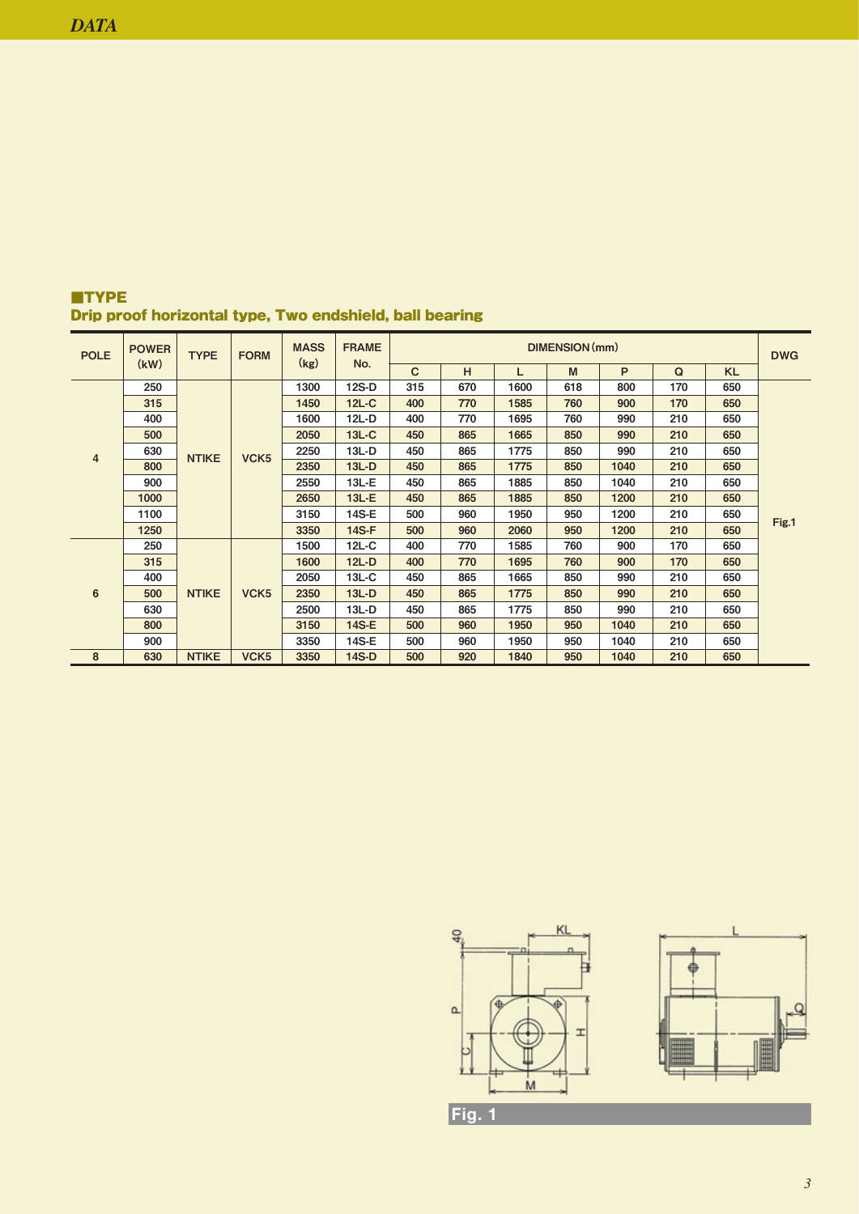## ■TYPE

### Drip proof horizontal type, Two endshield, ball bearing

| POLE | POWER (kW) | TYPE | FORM | MASS (kg) | FRAME No. | DIMENSION (mm) | | | | | | | DWG |
|---|---|---|---|---|---|---|---|---|---|---|---|---|---|
| | | | | | | C | H | L | M | P | Q | KL | |
| 4 | 250 | NTIKE | VCK5 | 1300 | 12S-D | 315 | 670 | 1600 | 618 | 800 | 170 | 650 | Fig.1 |
| | 315 | | | 1450 | 12L-C | 400 | 770 | 1585 | 760 | 900 | 170 | 650 | |
| | 400 | | | 1600 | 12L-D | 400 | 770 | 1695 | 760 | 990 | 210 | 650 | |
| | 500 | | | 2050 | 13L-C | 450 | 865 | 1665 | 850 | 990 | 210 | 650 | |
| | 630 | | | 2250 | 13L-D | 450 | 865 | 1775 | 850 | 990 | 210 | 650 | |
| | 800 | | | 2350 | 13L-D | 450 | 865 | 1775 | 850 | 1040 | 210 | 650 | |
| | 900 | | | 2550 | 13L-E | 450 | 865 | 1885 | 850 | 1040 | 210 | 650 | |
| | 1000 | | | 2650 | 13L-E | 450 | 865 | 1885 | 850 | 1200 | 210 | 650 | |
| | 1100 | | | 3150 | 14S-E | 500 | 960 | 1950 | 950 | 1200 | 210 | 650 | |
| | 1250 | | | 3350 | 14S-F | 500 | 960 | 2060 | 950 | 1200 | 210 | 650 | |
| 6 | 250 | NTIKE | VCK5 | 1500 | 12L-C | 400 | 770 | 1585 | 760 | 900 | 170 | 650 | |
| | 315 | | | 1600 | 12L-D | 400 | 770 | 1695 | 760 | 900 | 170 | 650 | |
| | 400 | | | 2050 | 13L-C | 450 | 865 | 1665 | 850 | 990 | 210 | 650 | |
| | 500 | | | 2350 | 13L-D | 450 | 865 | 1775 | 850 | 990 | 210 | 650 | |
| | 630 | | | 2500 | 13L-D | 450 | 865 | 1775 | 850 | 990 | 210 | 650 | |
| | 800 | | | 3150 | 14S-E | 500 | 960 | 1950 | 950 | 1040 | 210 | 650 | |
| | 900 | | | 3350 | 14S-E | 500 | 960 | 1950 | 950 | 1040 | 210 | 650 | |
| 8 | 630 | NTIKE | VCK5 | 3350 | 14S-D | 500 | 920 | 1840 | 950 | 1040 | 210 | 650 | |

Fig. 1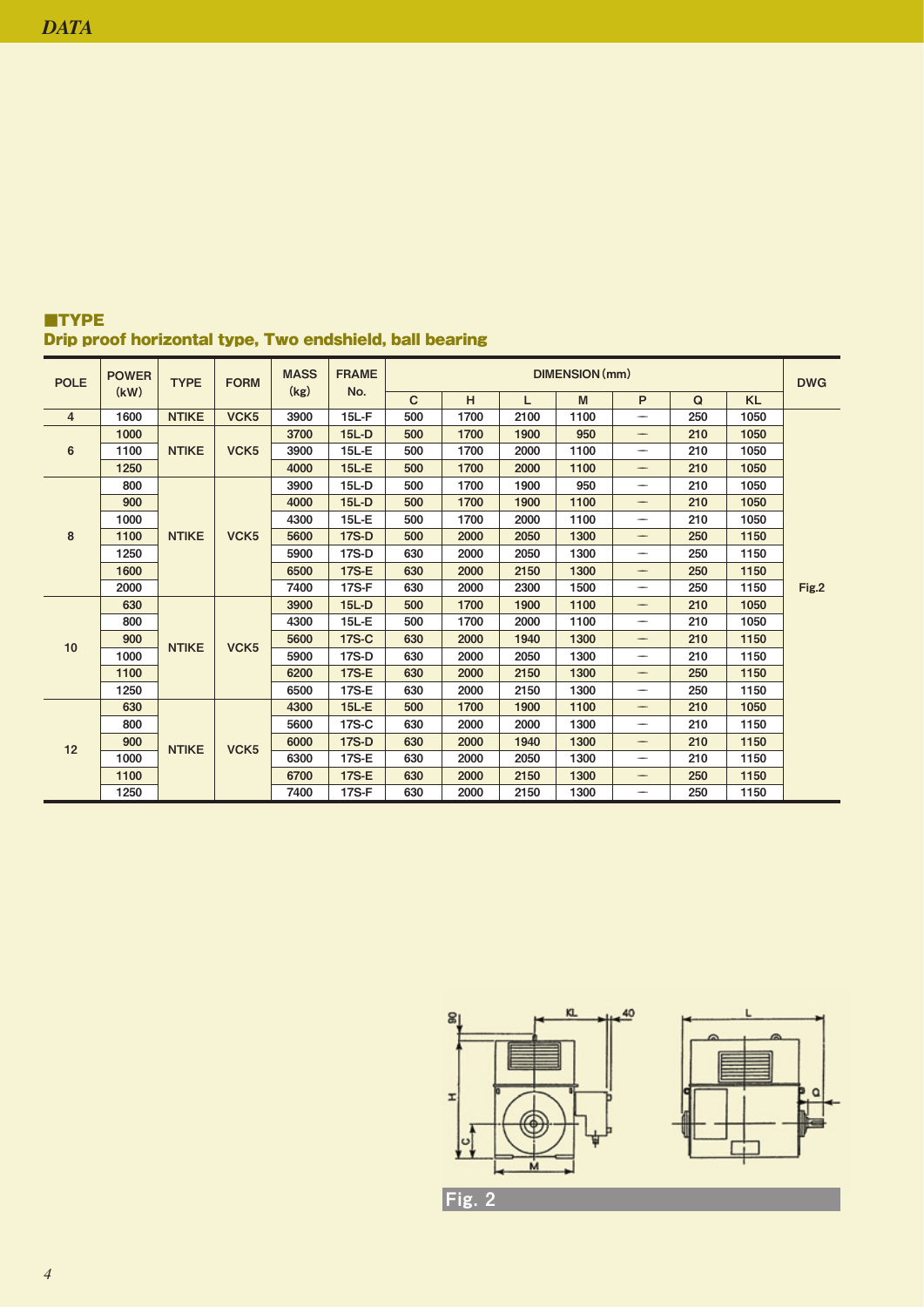## ■TYPE
### Drip proof horizontal type, Two endshield, ball bearing

| POLE | POWER (kW) | TYPE | FORM | MASS (kg) | FRAME No. | DIMENSION (mm) | | | | | | | DWG |
|---|---|---|---|---|---|---|---|---|---|---|---|---|---|
| | | | | | | C | H | L | M | P | Q | KL | |
| 4 | 1600 | NTIKE | VCK5 | 3900 | 15L-F | 500 | 1700 | 2100 | 1100 | — | 250 | 1050 | Fig.2 |
| 6 | 1000 | NTIKE | VCK5 | 3700 | 15L-D | 500 | 1700 | 1900 | 950 | — | 210 | 1050 | |
| | 1100 | | | 3900 | 15L-E | 500 | 1700 | 2000 | 1100 | — | 210 | 1050 | |
| | 1250 | | | 4000 | 15L-E | 500 | 1700 | 2000 | 1100 | — | 210 | 1050 | |
| 8 | 800 | NTIKE | VCK5 | 3900 | 15L-D | 500 | 1700 | 1900 | 950 | — | 210 | 1050 | |
| | 900 | | | 4000 | 15L-D | 500 | 1700 | 1900 | 1100 | — | 210 | 1050 | |
| | 1000 | | | 4300 | 15L-E | 500 | 1700 | 2000 | 1100 | — | 210 | 1050 | |
| | 1100 | | | 5600 | 17S-D | 500 | 2000 | 2050 | 1300 | — | 250 | 1150 | |
| | 1250 | | | 5900 | 17S-D | 630 | 2000 | 2050 | 1300 | — | 250 | 1150 | |
| | 1600 | | | 6500 | 17S-E | 630 | 2000 | 2150 | 1300 | — | 250 | 1150 | |
| | 2000 | | | 7400 | 17S-F | 630 | 2000 | 2300 | 1500 | — | 250 | 1150 | |
| 10 | 630 | NTIKE | VCK5 | 3900 | 15L-D | 500 | 1700 | 1900 | 1100 | — | 210 | 1050 | |
| | 800 | | | 4300 | 15L-E | 500 | 1700 | 2000 | 1100 | — | 210 | 1050 | |
| | 900 | | | 5600 | 17S-C | 630 | 2000 | 1940 | 1300 | — | 210 | 1150 | |
| | 1000 | | | 5900 | 17S-D | 630 | 2000 | 2050 | 1300 | — | 210 | 1150 | |
| | 1100 | | | 6200 | 17S-E | 630 | 2000 | 2150 | 1300 | — | 250 | 1150 | |
| | 1250 | | | 6500 | 17S-E | 630 | 2000 | 2150 | 1300 | — | 250 | 1150 | |
| 12 | 630 | NTIKE | VCK5 | 4300 | 15L-E | 500 | 1700 | 1900 | 1100 | — | 210 | 1050 | |
| | 800 | | | 5600 | 17S-C | 630 | 2000 | 2000 | 1300 | — | 210 | 1150 | |
| | 900 | | | 6000 | 17S-D | 630 | 2000 | 1940 | 1300 | — | 210 | 1150 | |
| | 1000 | | | 6300 | 17S-E | 630 | 2000 | 2050 | 1300 | — | 210 | 1150 | |
| | 1100 | | | 6700 | 17S-E | 630 | 2000 | 2150 | 1300 | — | 250 | 1150 | |
| | 1250 | | | 7400 | 17S-F | 630 | 2000 | 2150 | 1300 | — | 250 | 1150 | |

Fig. 2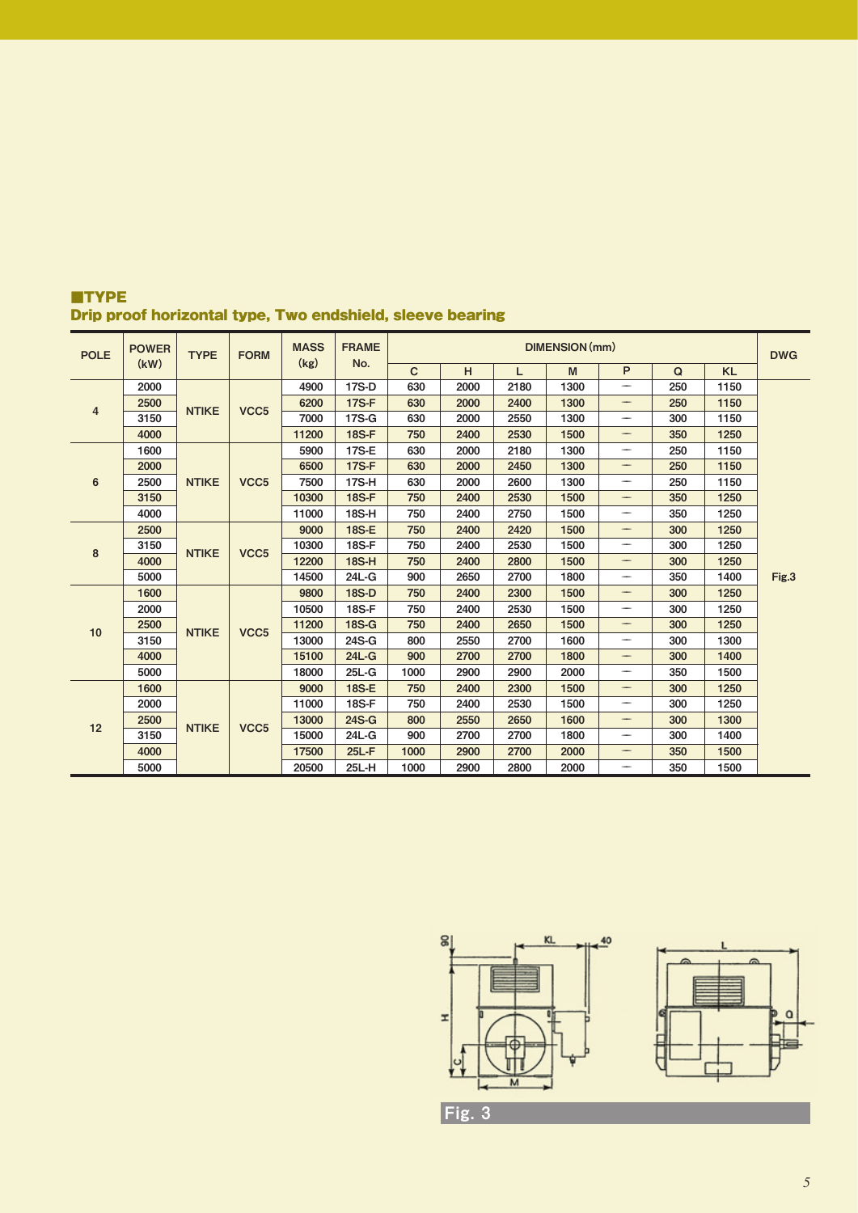## ■TYPE

### Drip proof horizontal type, Two endshield, sleeve bearing

| POLE | POWER (kW) | TYPE | FORM | MASS (kg) | FRAME No. | DIMENSION (mm) | | | | | | | DWG |
|---|---|---|---|---|---|---|---|---|---|---|---|---|---|
| | | | | | | C | H | L | M | P | Q | KL | |
| 4 | 2000 | NTIKE | VCC5 | 4900 | 17S-D | 630 | 2000 | 2180 | 1300 | — | 250 | 1150 | Fig.3 |
| | 2500 | | | 6200 | 17S-F | 630 | 2000 | 2400 | 1300 | — | 250 | 1150 | |
| | 3150 | | | 7000 | 17S-G | 630 | 2000 | 2550 | 1300 | — | 300 | 1150 | |
| | 4000 | | | 11200 | 18S-F | 750 | 2400 | 2530 | 1500 | — | 350 | 1250 | |
| 6 | 1600 | NTIKE | VCC5 | 5900 | 17S-E | 630 | 2000 | 2180 | 1300 | — | 250 | 1150 | |
| | 2000 | | | 6500 | 17S-F | 630 | 2000 | 2450 | 1300 | — | 250 | 1150 | |
| | 2500 | | | 7500 | 17S-H | 630 | 2000 | 2600 | 1300 | — | 250 | 1150 | |
| | 3150 | | | 10300 | 18S-F | 750 | 2400 | 2530 | 1500 | — | 350 | 1250 | |
| | 4000 | | | 11000 | 18S-H | 750 | 2400 | 2750 | 1500 | — | 350 | 1250 | |
| 8 | 2500 | NTIKE | VCC5 | 9000 | 18S-E | 750 | 2400 | 2420 | 1500 | — | 300 | 1250 | |
| | 3150 | | | 10300 | 18S-F | 750 | 2400 | 2530 | 1500 | — | 300 | 1250 | |
| | 4000 | | | 12200 | 18S-H | 750 | 2400 | 2800 | 1500 | — | 300 | 1250 | |
| | 5000 | | | 14500 | 24L-G | 900 | 2650 | 2700 | 1800 | — | 350 | 1400 | |
| 10 | 1600 | NTIKE | VCC5 | 9800 | 18S-D | 750 | 2400 | 2300 | 1500 | — | 300 | 1250 | |
| | 2000 | | | 10500 | 18S-F | 750 | 2400 | 2530 | 1500 | — | 300 | 1250 | |
| | 2500 | | | 11200 | 18S-G | 750 | 2400 | 2650 | 1500 | — | 300 | 1250 | |
| | 3150 | | | 13000 | 24S-G | 800 | 2550 | 2700 | 1600 | — | 300 | 1300 | |
| | 4000 | | | 15100 | 24L-G | 900 | 2700 | 2700 | 1800 | — | 300 | 1400 | |
| | 5000 | | | 18000 | 25L-G | 1000 | 2900 | 2900 | 2000 | — | 350 | 1500 | |
| 12 | 1600 | NTIKE | VCC5 | 9000 | 18S-E | 750 | 2400 | 2300 | 1500 | — | 300 | 1250 | |
| | 2000 | | | 11000 | 18S-F | 750 | 2400 | 2530 | 1500 | — | 300 | 1250 | |
| | 2500 | | | 13000 | 24S-G | 800 | 2550 | 2650 | 1600 | — | 300 | 1300 | |
| | 3150 | | | 15000 | 24L-G | 900 | 2700 | 2700 | 1800 | — | 300 | 1400 | |
| | 4000 | | | 17500 | 25L-F | 1000 | 2900 | 2700 | 2000 | — | 350 | 1500 | |
| | 5000 | | | 20500 | 25L-H | 1000 | 2900 | 2800 | 2000 | — | 350 | 1500 | |

Fig. 3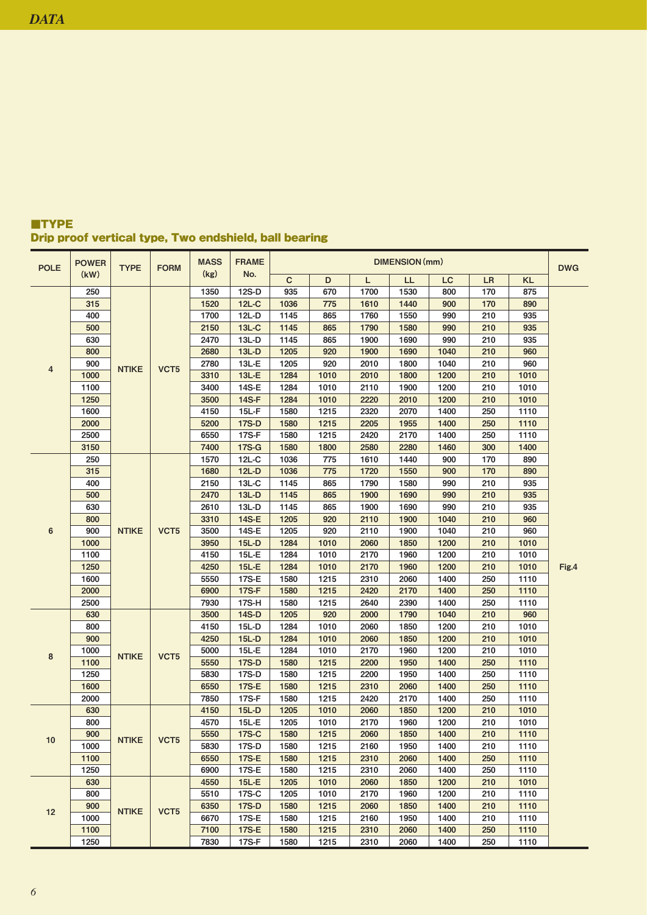## ■TYPE

### Drip proof vertical type, Two endshield, ball bearing

| POLE | POWER (kW) | TYPE | FORM | MASS (kg) | FRAME No. | DIMENSION (mm) | | | | | | | DWG |
|---|---|---|---|---|---|---|---|---|---|---|---|---|---|
| | | | | | | C | D | L | LL | LC | LR | KL | |
| 4 | 250 | NTIKE | VCT5 | 1350 | 12S-D | 935 | 670 | 1700 | 1530 | 800 | 170 | 875 | Fig.4 |
| | 315 | | | 1520 | 12L-C | 1036 | 775 | 1610 | 1440 | 900 | 170 | 890 | |
| | 400 | | | 1700 | 12L-D | 1145 | 865 | 1760 | 1550 | 990 | 210 | 935 | |
| | 500 | | | 2150 | 13L-C | 1145 | 865 | 1790 | 1580 | 990 | 210 | 935 | |
| | 630 | | | 2470 | 13L-D | 1145 | 865 | 1900 | 1690 | 990 | 210 | 935 | |
| | 800 | | | 2680 | 13L-D | 1205 | 920 | 1900 | 1690 | 1040 | 210 | 960 | |
| | 900 | | | 2780 | 13L-E | 1205 | 920 | 2010 | 1800 | 1040 | 210 | 960 | |
| | 1000 | | | 3310 | 13L-E | 1284 | 1010 | 2010 | 1800 | 1200 | 210 | 1010 | |
| | 1100 | | | 3400 | 14S-E | 1284 | 1010 | 2110 | 1900 | 1200 | 210 | 1010 | |
| | 1250 | | | 3500 | 14S-F | 1284 | 1010 | 2220 | 2010 | 1200 | 210 | 1010 | |
| | 1600 | | | 4150 | 15L-F | 1580 | 1215 | 2320 | 2070 | 1400 | 250 | 1110 | |
| | 2000 | | | 5200 | 17S-D | 1580 | 1215 | 2205 | 1955 | 1400 | 250 | 1110 | |
| | 2500 | | | 6550 | 17S-F | 1580 | 1215 | 2420 | 2170 | 1400 | 250 | 1110 | |
| | 3150 | | | 7400 | 17S-G | 1580 | 1800 | 2580 | 2280 | 1460 | 300 | 1400 | |
| 6 | 250 | NTIKE | VCT5 | 1570 | 12L-C | 1036 | 775 | 1610 | 1440 | 900 | 170 | 890 | |
| | 315 | | | 1680 | 12L-D | 1036 | 775 | 1720 | 1550 | 900 | 170 | 890 | |
| | 400 | | | 2150 | 13L-C | 1145 | 865 | 1790 | 1580 | 990 | 210 | 935 | |
| | 500 | | | 2470 | 13L-D | 1145 | 865 | 1900 | 1690 | 990 | 210 | 935 | |
| | 630 | | | 2610 | 13L-D | 1145 | 865 | 1900 | 1690 | 990 | 210 | 935 | |
| | 800 | | | 3310 | 14S-E | 1205 | 920 | 2110 | 1900 | 1040 | 210 | 960 | |
| | 900 | | | 3500 | 14S-E | 1205 | 920 | 2110 | 1900 | 1040 | 210 | 960 | |
| | 1000 | | | 3950 | 15L-D | 1284 | 1010 | 2060 | 1850 | 1200 | 210 | 1010 | |
| | 1100 | | | 4150 | 15L-E | 1284 | 1010 | 2170 | 1960 | 1200 | 210 | 1010 | |
| | 1250 | | | 4250 | 15L-E | 1284 | 1010 | 2170 | 1960 | 1200 | 210 | 1010 | |
| | 1600 | | | 5550 | 17S-E | 1580 | 1215 | 2310 | 2060 | 1400 | 250 | 1110 | |
| | 2000 | | | 6900 | 17S-F | 1580 | 1215 | 2420 | 2170 | 1400 | 250 | 1110 | |
| | 2500 | | | 7930 | 17S-H | 1580 | 1215 | 2640 | 2390 | 1400 | 250 | 1110 | |
| 8 | 630 | NTIKE | VCT5 | 3500 | 14S-D | 1205 | 920 | 2000 | 1790 | 1040 | 210 | 960 | |
| | 800 | | | 4150 | 15L-D | 1284 | 1010 | 2060 | 1850 | 1200 | 210 | 1010 | |
| | 900 | | | 4250 | 15L-D | 1284 | 1010 | 2060 | 1850 | 1200 | 210 | 1010 | |
| | 1000 | | | 5000 | 15L-E | 1284 | 1010 | 2170 | 1960 | 1200 | 210 | 1010 | |
| | 1100 | | | 5550 | 17S-D | 1580 | 1215 | 2200 | 1950 | 1400 | 250 | 1110 | |
| | 1250 | | | 5830 | 17S-D | 1580 | 1215 | 2200 | 1950 | 1400 | 250 | 1110 | |
| | 1600 | | | 6550 | 17S-E | 1580 | 1215 | 2310 | 2060 | 1400 | 250 | 1110 | |
| | 2000 | | | 7850 | 17S-F | 1580 | 1215 | 2420 | 2170 | 1400 | 250 | 1110 | |
| 10 | 630 | NTIKE | VCT5 | 4150 | 15L-D | 1205 | 1010 | 2060 | 1850 | 1200 | 210 | 1010 | |
| | 800 | | | 4570 | 15L-E | 1205 | 1010 | 2170 | 1960 | 1200 | 210 | 1010 | |
| | 900 | | | 5550 | 17S-C | 1580 | 1215 | 2060 | 1850 | 1400 | 210 | 1110 | |
| | 1000 | | | 5830 | 17S-D | 1580 | 1215 | 2160 | 1950 | 1400 | 210 | 1110 | |
| | 1100 | | | 6550 | 17S-E | 1580 | 1215 | 2310 | 2060 | 1400 | 250 | 1110 | |
| | 1250 | | | 6900 | 17S-E | 1580 | 1215 | 2310 | 2060 | 1400 | 250 | 1110 | |
| 12 | 630 | NTIKE | VCT5 | 4550 | 15L-E | 1205 | 1010 | 2060 | 1850 | 1200 | 210 | 1010 | |
| | 800 | | | 5510 | 17S-C | 1205 | 1010 | 2170 | 1960 | 1200 | 210 | 1110 | |
| | 900 | | | 6350 | 17S-D | 1580 | 1215 | 2060 | 1850 | 1400 | 210 | 1110 | |
| | 1000 | | | 6670 | 17S-E | 1580 | 1215 | 2160 | 1950 | 1400 | 210 | 1110 | |
| | 1100 | | | 7100 | 17S-E | 1580 | 1215 | 2310 | 2060 | 1400 | 250 | 1110 | |
| | 1250 | | | 7830 | 17S-F | 1580 | 1215 | 2310 | 2060 | 1400 | 250 | 1110 | |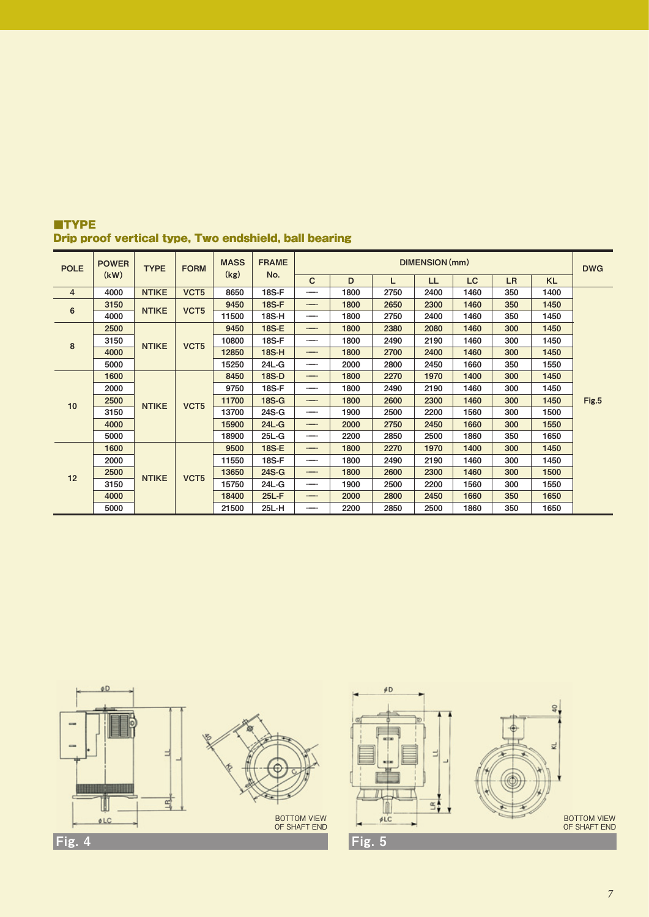## ■TYPE

### Drip proof vertical type, Two endshield, ball bearing

| POLE | POWER (kW) | TYPE | FORM | MASS (kg) | FRAME No. | DIMENSION (mm) | | | | | | | DWG |
|---|---|---|---|---|---|---|---|---|---|---|---|---|---|
| | | | | | | C | D | L | LL | LC | LR | KL | |
| 4 | 4000 | NTIKE | VCT5 | 8650 | 18S-F | — | 1800 | 2750 | 2400 | 1460 | 350 | 1400 | Fig.5 |
| 6 | 3150 | NTIKE | VCT5 | 9450 | 18S-F | — | 1800 | 2650 | 2300 | 1460 | 350 | 1450 | |
| | 4000 | | | 11500 | 18S-H | — | 1800 | 2750 | 2400 | 1460 | 350 | 1450 | |
| 8 | 2500 | NTIKE | VCT5 | 9450 | 18S-E | — | 1800 | 2380 | 2080 | 1460 | 300 | 1450 | |
| | 3150 | | | 10800 | 18S-F | — | 1800 | 2490 | 2190 | 1460 | 300 | 1450 | |
| | 4000 | | | 12850 | 18S-H | — | 1800 | 2700 | 2400 | 1460 | 300 | 1450 | |
| | 5000 | | | 15250 | 24L-G | — | 2000 | 2800 | 2450 | 1660 | 350 | 1550 | |
| 10 | 1600 | NTIKE | VCT5 | 8450 | 18S-D | — | 1800 | 2270 | 1970 | 1400 | 300 | 1450 | |
| | 2000 | | | 9750 | 18S-F | — | 1800 | 2490 | 2190 | 1460 | 300 | 1450 | |
| | 2500 | | | 11700 | 18S-G | — | 1800 | 2600 | 2300 | 1460 | 300 | 1450 | |
| | 3150 | | | 13700 | 24S-G | — | 1900 | 2500 | 2200 | 1560 | 300 | 1500 | |
| | 4000 | | | 15900 | 24L-G | — | 2000 | 2750 | 2450 | 1660 | 300 | 1550 | |
| | 5000 | | | 18900 | 25L-G | — | 2200 | 2850 | 2500 | 1860 | 350 | 1650 | |
| 12 | 1600 | NTIKE | VCT5 | 9500 | 18S-E | — | 1800 | 2270 | 1970 | 1400 | 300 | 1450 | |
| | 2000 | | | 11550 | 18S-F | — | 1800 | 2490 | 2190 | 1460 | 300 | 1450 | |
| | 2500 | | | 13650 | 24S-G | — | 1800 | 2600 | 2300 | 1460 | 300 | 1500 | |
| | 3150 | | | 15750 | 24L-G | — | 1900 | 2500 | 2200 | 1560 | 300 | 1550 | |
| | 4000 | | | 18400 | 25L-F | — | 2000 | 2800 | 2450 | 1660 | 350 | 1650 | |
| | 5000 | | | 21500 | 25L-H | — | 2200 | 2850 | 2500 | 1860 | 350 | 1650 | |

BOTTOM VIEW OF SHAFT END

**Fig. 4**

BOTTOM VIEW OF SHAFT END

**Fig. 5**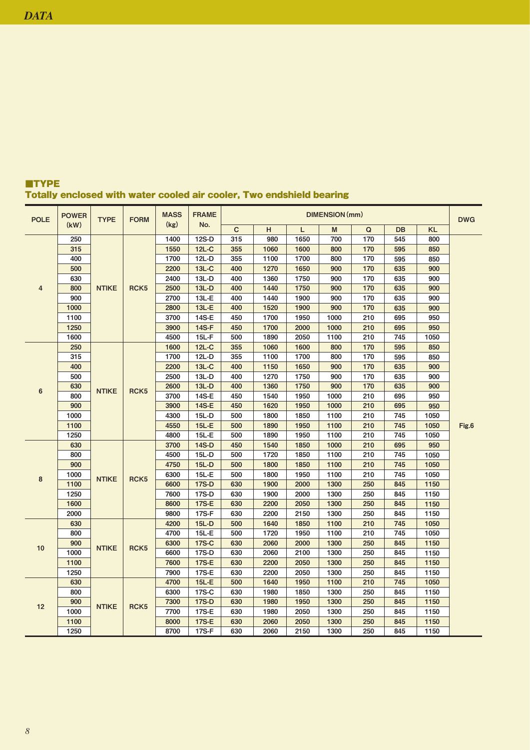## ■TYPE

## Totally enclosed with water cooled air cooler, Two endshield bearing

| POLE | POWER (kW) | TYPE | FORM | MASS (kg) | FRAME No. | DIMENSION (mm) | | | | | | | DWG |
|---|---|---|---|---|---|---|---|---|---|---|---|---|---|
| | | | | | | C | H | L | M | Q | DB | KL | |
| 4 | 250 | NTIKE | RCK5 | 1400 | 12S-D | 315 | 980 | 1650 | 700 | 170 | 545 | 800 | Fig.6 |
| | 315 | | | 1550 | 12L-C | 355 | 1060 | 1600 | 800 | 170 | 595 | 850 | |
| | 400 | | | 1700 | 12L-D | 355 | 1100 | 1700 | 800 | 170 | 595 | 850 | |
| | 500 | | | 2200 | 13L-C | 400 | 1270 | 1650 | 900 | 170 | 635 | 900 | |
| | 630 | | | 2400 | 13L-D | 400 | 1360 | 1750 | 900 | 170 | 635 | 900 | |
| | 800 | | | 2500 | 13L-D | 400 | 1440 | 1750 | 900 | 170 | 635 | 900 | |
| | 900 | | | 2700 | 13L-E | 400 | 1440 | 1900 | 900 | 170 | 635 | 900 | |
| | 1000 | | | 2800 | 13L-E | 400 | 1520 | 1900 | 900 | 170 | 635 | 900 | |
| | 1100 | | | 3700 | 14S-E | 450 | 1700 | 1950 | 1000 | 210 | 695 | 950 | |
| | 1250 | | | 3900 | 14S-F | 450 | 1700 | 2000 | 1000 | 210 | 695 | 950 | |
| | 1600 | | | 4500 | 15L-F | 500 | 1890 | 2050 | 1100 | 210 | 745 | 1050 | |
| 6 | 250 | NTIKE | RCK5 | 1600 | 12L-C | 355 | 1060 | 1600 | 800 | 170 | 595 | 850 | |
| | 315 | | | 1700 | 12L-D | 355 | 1100 | 1700 | 800 | 170 | 595 | 850 | |
| | 400 | | | 2200 | 13L-C | 400 | 1150 | 1650 | 900 | 170 | 635 | 900 | |
| | 500 | | | 2500 | 13L-D | 400 | 1270 | 1750 | 900 | 170 | 635 | 900 | |
| | 630 | | | 2600 | 13L-D | 400 | 1360 | 1750 | 900 | 170 | 635 | 900 | |
| | 800 | | | 3700 | 14S-E | 450 | 1540 | 1950 | 1000 | 210 | 695 | 950 | |
| | 900 | | | 3900 | 14S-E | 450 | 1620 | 1950 | 1000 | 210 | 695 | 950 | |
| | 1000 | | | 4300 | 15L-D | 500 | 1800 | 1850 | 1100 | 210 | 745 | 1050 | |
| | 1100 | | | 4550 | 15L-E | 500 | 1890 | 1950 | 1100 | 210 | 745 | 1050 | |
| | 1250 | | | 4800 | 15L-E | 500 | 1890 | 1950 | 1100 | 210 | 745 | 1050 | |
| 8 | 630 | NTIKE | RCK5 | 3700 | 14S-D | 450 | 1540 | 1850 | 1000 | 210 | 695 | 950 | |
| | 800 | | | 4500 | 15L-D | 500 | 1720 | 1850 | 1100 | 210 | 745 | 1050 | |
| | 900 | | | 4750 | 15L-D | 500 | 1800 | 1850 | 1100 | 210 | 745 | 1050 | |
| | 1000 | | | 6300 | 15L-E | 500 | 1800 | 1950 | 1100 | 210 | 745 | 1050 | |
| | 1100 | | | 6600 | 17S-D | 630 | 1900 | 2000 | 1300 | 250 | 845 | 1150 | |
| | 1250 | | | 7600 | 17S-D | 630 | 1900 | 2000 | 1300 | 250 | 845 | 1150 | |
| | 1600 | | | 8600 | 17S-E | 630 | 2200 | 2050 | 1300 | 250 | 845 | 1150 | |
| | 2000 | | | 9800 | 17S-F | 630 | 2200 | 2150 | 1300 | 250 | 845 | 1150 | |
| 10 | 630 | NTIKE | RCK5 | 4200 | 15L-D | 500 | 1640 | 1850 | 1100 | 210 | 745 | 1050 | |
| | 800 | | | 4700 | 15L-E | 500 | 1720 | 1950 | 1100 | 210 | 745 | 1050 | |
| | 900 | | | 6300 | 17S-C | 630 | 2060 | 2000 | 1300 | 250 | 845 | 1150 | |
| | 1000 | | | 6600 | 17S-D | 630 | 2060 | 2100 | 1300 | 250 | 845 | 1150 | |
| | 1100 | | | 7600 | 17S-E | 630 | 2200 | 2050 | 1300 | 250 | 845 | 1150 | |
| | 1250 | | | 7900 | 17S-E | 630 | 2200 | 2050 | 1300 | 250 | 845 | 1150 | |
| 12 | 630 | NTIKE | RCK5 | 4700 | 15L-E | 500 | 1640 | 1950 | 1100 | 210 | 745 | 1050 | |
| | 800 | | | 6300 | 17S-C | 630 | 1980 | 1850 | 1300 | 250 | 845 | 1150 | |
| | 900 | | | 7300 | 17S-D | 630 | 1980 | 1950 | 1300 | 250 | 845 | 1150 | |
| | 1000 | | | 7700 | 17S-E | 630 | 1980 | 2050 | 1300 | 250 | 845 | 1150 | |
| | 1100 | | | 8000 | 17S-E | 630 | 2060 | 2050 | 1300 | 250 | 845 | 1150 | |
| | 1250 | | | 8700 | 17S-F | 630 | 2060 | 2150 | 1300 | 250 | 845 | 1150 | |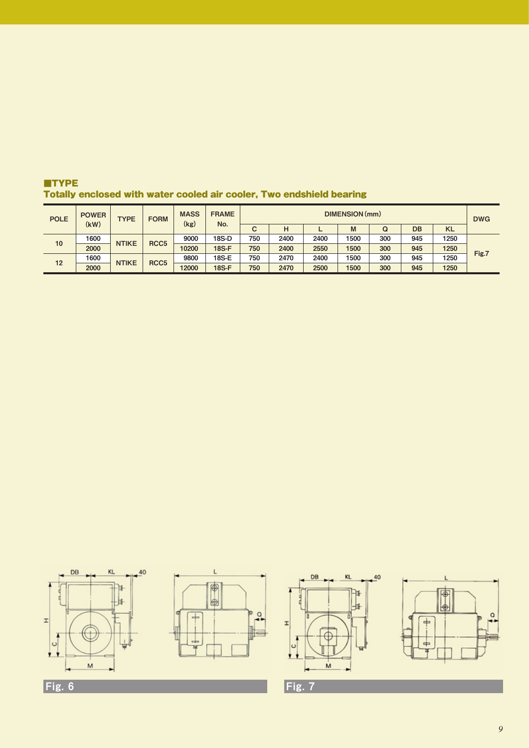## ■TYPE

### Totally enclosed with water cooled air cooler, Two endshield bearing

| POLE | POWER (kW) | TYPE | FORM | MASS (kg) | FRAME No. | DIMENSION (mm) | | | | | | | DWG |
|---|---|---|---|---|---|---|---|---|---|---|---|---|---|
| | | | | | | C | H | L | M | Q | DB | KL | |
| 10 | 1600 | NTIKE | RCC5 | 9000 | 18S-D | 750 | 2400 | 2400 | 1500 | 300 | 945 | 1250 | Fig.7 |
| | 2000 | | | 10200 | 18S-F | 750 | 2400 | 2550 | 1500 | 300 | 945 | 1250 | |
| 12 | 1600 | NTIKE | RCC5 | 9800 | 18S-E | 750 | 2470 | 2400 | 1500 | 300 | 945 | 1250 | |
| | 2000 | | | 12000 | 18S-F | 750 | 2470 | 2500 | 1500 | 300 | 945 | 1250 | |

Fig. 6

Fig. 7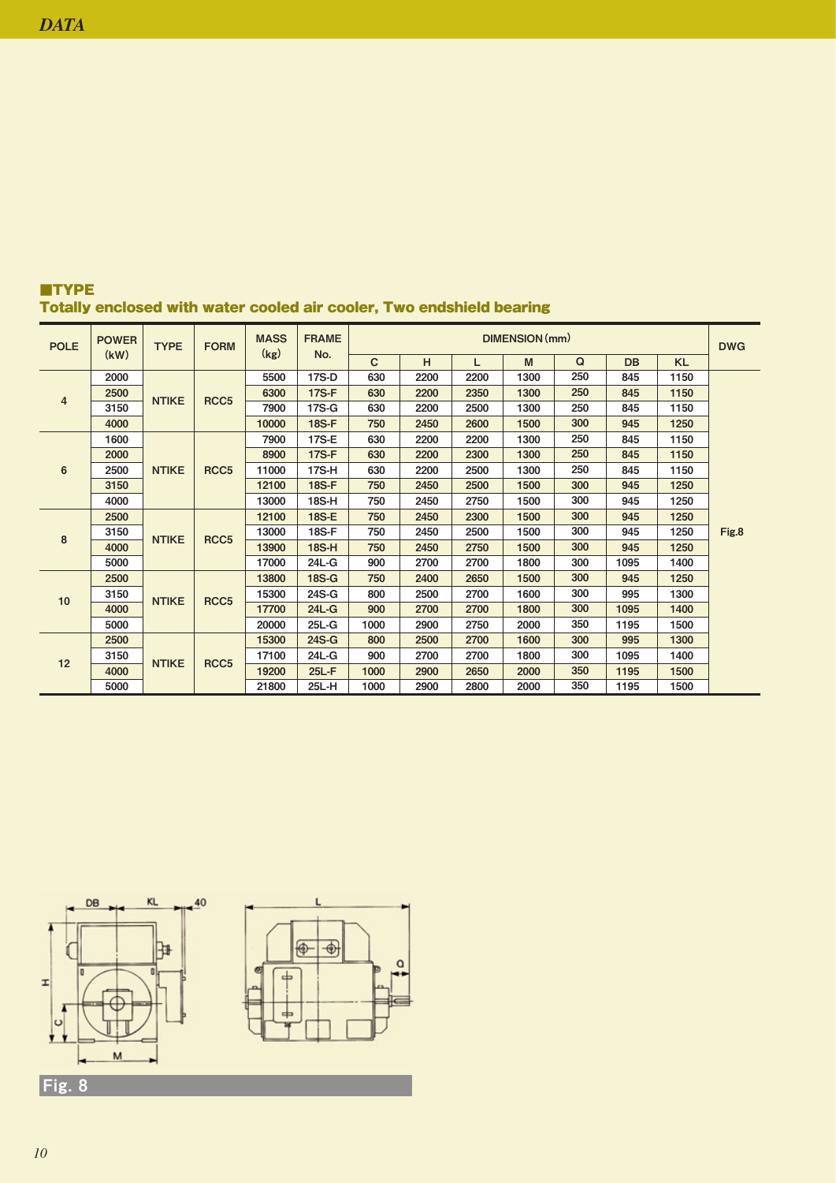## ■TYPE

**Totally enclosed with water cooled air cooler, Two endshield bearing**

| POLE | POWER (kW) | TYPE | FORM | MASS (kg) | FRAME No. | DIMENSION (mm) | | | | | | | DWG |
|---|---|---|---|---|---|---|---|---|---|---|---|---|---|
| | | | | | | C | H | L | M | Q | DB | KL | |
| 4 | 2000 | NTIKE | RCC5 | 5500 | 17S-D | 630 | 2200 | 2200 | 1300 | 250 | 845 | 1150 | Fig.8 |
| | 2500 | | | 6300 | 17S-F | 630 | 2200 | 2350 | 1300 | 250 | 845 | 1150 | |
| | 3150 | | | 7900 | 17S-G | 630 | 2200 | 2500 | 1300 | 250 | 845 | 1150 | |
| | 4000 | | | 10000 | 18S-F | 750 | 2450 | 2600 | 1500 | 300 | 945 | 1250 | |
| 6 | 1600 | NTIKE | RCC5 | 7900 | 17S-E | 630 | 2200 | 2200 | 1300 | 250 | 845 | 1150 | |
| | 2000 | | | 8900 | 17S-F | 630 | 2200 | 2300 | 1300 | 250 | 845 | 1150 | |
| | 2500 | | | 11000 | 17S-H | 630 | 2200 | 2500 | 1300 | 250 | 845 | 1150 | |
| | 3150 | | | 12100 | 18S-F | 750 | 2450 | 2500 | 1500 | 300 | 945 | 1250 | |
| | 4000 | | | 13000 | 18S-H | 750 | 2450 | 2750 | 1500 | 300 | 945 | 1250 | |
| 8 | 2500 | NTIKE | RCC5 | 12100 | 18S-E | 750 | 2450 | 2300 | 1500 | 300 | 945 | 1250 | |
| | 3150 | | | 13000 | 18S-F | 750 | 2450 | 2500 | 1500 | 300 | 945 | 1250 | |
| | 4000 | | | 13900 | 18S-H | 750 | 2450 | 2750 | 1500 | 300 | 945 | 1250 | |
| | 5000 | | | 17000 | 24L-G | 900 | 2700 | 2700 | 1800 | 300 | 1095 | 1400 | |
| 10 | 2500 | NTIKE | RCC5 | 13800 | 18S-G | 750 | 2400 | 2650 | 1500 | 300 | 945 | 1250 | |
| | 3150 | | | 15300 | 24S-G | 800 | 2500 | 2700 | 1600 | 300 | 995 | 1300 | |
| | 4000 | | | 17700 | 24L-G | 900 | 2700 | 2700 | 1800 | 300 | 1095 | 1400 | |
| | 5000 | | | 20000 | 25L-G | 1000 | 2900 | 2750 | 2000 | 350 | 1195 | 1500 | |
| 12 | 2500 | NTIKE | RCC5 | 15300 | 24S-G | 800 | 2500 | 2700 | 1600 | 300 | 995 | 1300 | |
| | 3150 | | | 17100 | 24L-G | 900 | 2700 | 2700 | 1800 | 300 | 1095 | 1400 | |
| | 4000 | | | 19200 | 25L-F | 1000 | 2900 | 2650 | 2000 | 350 | 1195 | 1500 | |
| | 5000 | | | 21800 | 25L-H | 1000 | 2900 | 2800 | 2000 | 350 | 1195 | 1500 | |

**Fig. 8**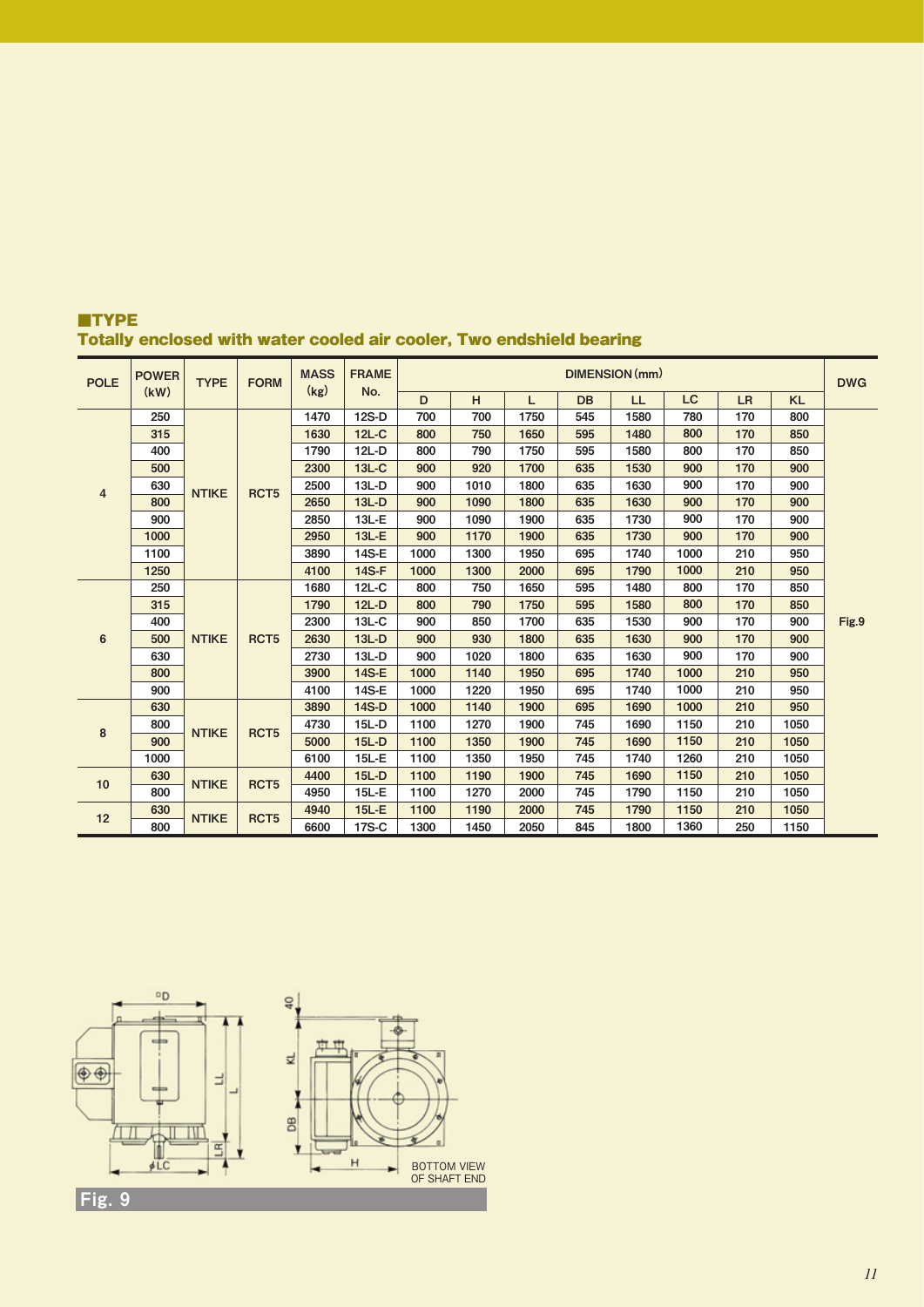## ■TYPE

### Totally enclosed with water cooled air cooler, Two endshield bearing

| POLE | POWER (kW) | TYPE | FORM | MASS (kg) | FRAME No. | DIMENSION (mm) | | | | | | | | DWG |
|---|---|---|---|---|---|---|---|---|---|---|---|---|---|---|
| | | | | | | D | H | L | DB | LL | LC | LR | KL | |
| 4 | 250 | NTIKE | RCT5 | 1470 | 12S-D | 700 | 700 | 1750 | 545 | 1580 | 780 | 170 | 800 | Fig.9 |
| | 315 | | | 1630 | 12L-C | 800 | 750 | 1650 | 595 | 1480 | 800 | 170 | 850 | |
| | 400 | | | 1790 | 12L-D | 800 | 790 | 1750 | 595 | 1580 | 800 | 170 | 850 | |
| | 500 | | | 2300 | 13L-C | 900 | 920 | 1700 | 635 | 1530 | 900 | 170 | 900 | |
| | 630 | | | 2500 | 13L-D | 900 | 1010 | 1800 | 635 | 1630 | 900 | 170 | 900 | |
| | 800 | | | 2650 | 13L-D | 900 | 1090 | 1800 | 635 | 1630 | 900 | 170 | 900 | |
| | 900 | | | 2850 | 13L-E | 900 | 1090 | 1900 | 635 | 1730 | 900 | 170 | 900 | |
| | 1000 | | | 2950 | 13L-E | 900 | 1170 | 1900 | 635 | 1730 | 900 | 170 | 900 | |
| | 1100 | | | 3890 | 14S-E | 1000 | 1300 | 1950 | 695 | 1740 | 1000 | 210 | 950 | |
| | 1250 | | | 4100 | 14S-F | 1000 | 1300 | 2000 | 695 | 1790 | 1000 | 210 | 950 | |
| 6 | 250 | NTIKE | RCT5 | 1680 | 12L-C | 800 | 750 | 1650 | 595 | 1480 | 800 | 170 | 850 | |
| | 315 | | | 1790 | 12L-D | 800 | 790 | 1750 | 595 | 1580 | 800 | 170 | 850 | |
| | 400 | | | 2300 | 13L-C | 900 | 850 | 1700 | 635 | 1530 | 900 | 170 | 900 | |
| | 500 | | | 2630 | 13L-D | 900 | 930 | 1800 | 635 | 1630 | 900 | 170 | 900 | |
| | 630 | | | 2730 | 13L-D | 900 | 1020 | 1800 | 635 | 1630 | 900 | 170 | 900 | |
| | 800 | | | 3900 | 14S-E | 1000 | 1140 | 1950 | 695 | 1740 | 1000 | 210 | 950 | |
| | 900 | | | 4100 | 14S-E | 1000 | 1220 | 1950 | 695 | 1740 | 1000 | 210 | 950 | |
| 8 | 630 | NTIKE | RCT5 | 3890 | 14S-D | 1000 | 1140 | 1900 | 695 | 1690 | 1000 | 210 | 950 | |
| | 800 | | | 4730 | 15L-D | 1100 | 1270 | 1900 | 745 | 1690 | 1150 | 210 | 1050 | |
| | 900 | | | 5000 | 15L-D | 1100 | 1350 | 1900 | 745 | 1690 | 1150 | 210 | 1050 | |
| | 1000 | | | 6100 | 15L-E | 1100 | 1350 | 1950 | 745 | 1740 | 1260 | 210 | 1050 | |
| 10 | 630 | NTIKE | RCT5 | 4400 | 15L-D | 1100 | 1190 | 1900 | 745 | 1690 | 1150 | 210 | 1050 | |
| | 800 | | | 4950 | 15L-E | 1100 | 1270 | 2000 | 745 | 1790 | 1150 | 210 | 1050 | |
| 12 | 630 | NTIKE | RCT5 | 4940 | 15L-E | 1100 | 1190 | 2000 | 745 | 1790 | 1150 | 210 | 1050 | |
| | 800 | | | 6600 | 17S-C | 1300 | 1450 | 2050 | 845 | 1800 | 1360 | 250 | 1150 | |

BOTTOM VIEW OF SHAFT END

Fig. 9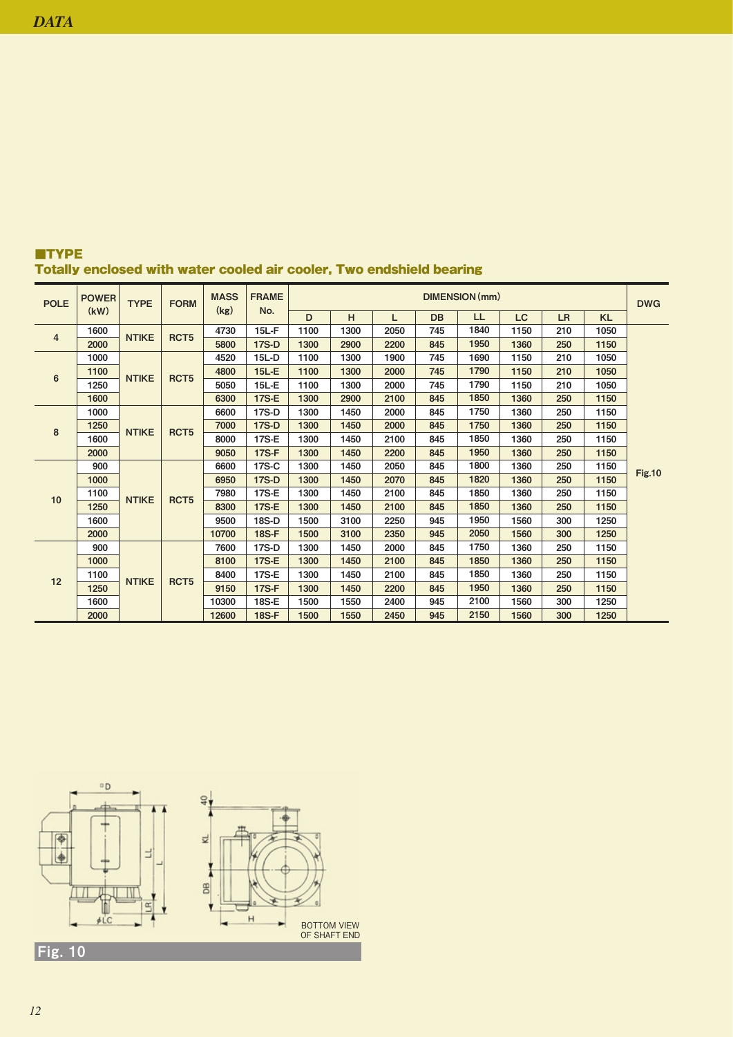## ■TYPE

### Totally enclosed with water cooled air cooler, Two endshield bearing

| POLE | POWER (kW) | TYPE | FORM | MASS (kg) | FRAME No. | DIMENSION (mm) | | | | | | | | DWG |
|---|---|---|---|---|---|---|---|---|---|---|---|---|---|---|
| | | | | | | D | H | L | DB | LL | LC | LR | KL | |
| 4 | 1600 | NTIKE | RCT5 | 4730 | 15L-F | 1100 | 1300 | 2050 | 745 | 1840 | 1150 | 210 | 1050 | Fig.10 |
| | 2000 | | | 5800 | 17S-D | 1300 | 2900 | 2200 | 845 | 1950 | 1360 | 250 | 1150 | |
| 6 | 1000 | NTIKE | RCT5 | 4520 | 15L-D | 1100 | 1300 | 1900 | 745 | 1690 | 1150 | 210 | 1050 | |
| | 1100 | | | 4800 | 15L-E | 1100 | 1300 | 2000 | 745 | 1790 | 1150 | 210 | 1050 | |
| | 1250 | | | 5050 | 15L-E | 1100 | 1300 | 2000 | 745 | 1790 | 1150 | 210 | 1050 | |
| | 1600 | | | 6300 | 17S-E | 1300 | 2900 | 2100 | 845 | 1850 | 1360 | 250 | 1150 | |
| 8 | 1000 | NTIKE | RCT5 | 6600 | 17S-D | 1300 | 1450 | 2000 | 845 | 1750 | 1360 | 250 | 1150 | |
| | 1250 | | | 7000 | 17S-D | 1300 | 1450 | 2000 | 845 | 1750 | 1360 | 250 | 1150 | |
| | 1600 | | | 8000 | 17S-E | 1300 | 1450 | 2100 | 845 | 1850 | 1360 | 250 | 1150 | |
| | 2000 | | | 9050 | 17S-F | 1300 | 1450 | 2200 | 845 | 1950 | 1360 | 250 | 1150 | |
| 10 | 900 | NTIKE | RCT5 | 6600 | 17S-C | 1300 | 1450 | 2050 | 845 | 1800 | 1360 | 250 | 1150 | |
| | 1000 | | | 6950 | 17S-D | 1300 | 1450 | 2070 | 845 | 1820 | 1360 | 250 | 1150 | |
| | 1100 | | | 7980 | 17S-E | 1300 | 1450 | 2100 | 845 | 1850 | 1360 | 250 | 1150 | |
| | 1250 | | | 8300 | 17S-E | 1300 | 1450 | 2100 | 845 | 1850 | 1360 | 250 | 1150 | |
| | 1600 | | | 9500 | 18S-D | 1500 | 3100 | 2250 | 945 | 1950 | 1560 | 300 | 1250 | |
| | 2000 | | | 10700 | 18S-F | 1500 | 3100 | 2350 | 945 | 2050 | 1560 | 300 | 1250 | |
| 12 | 900 | NTIKE | RCT5 | 7600 | 17S-D | 1300 | 1450 | 2000 | 845 | 1750 | 1360 | 250 | 1150 | |
| | 1000 | | | 8100 | 17S-E | 1300 | 1450 | 2100 | 845 | 1850 | 1360 | 250 | 1150 | |
| | 1100 | | | 8400 | 17S-E | 1300 | 1450 | 2100 | 845 | 1850 | 1360 | 250 | 1150 | |
| | 1250 | | | 9150 | 17S-F | 1300 | 1450 | 2200 | 845 | 1950 | 1360 | 250 | 1150 | |
| | 1600 | | | 10300 | 18S-E | 1500 | 1550 | 2400 | 945 | 2100 | 1560 | 300 | 1250 | |
| | 2000 | | | 12600 | 18S-F | 1500 | 1550 | 2450 | 945 | 2150 | 1560 | 300 | 1250 | |

BOTTOM VIEW OF SHAFT END

Fig. 10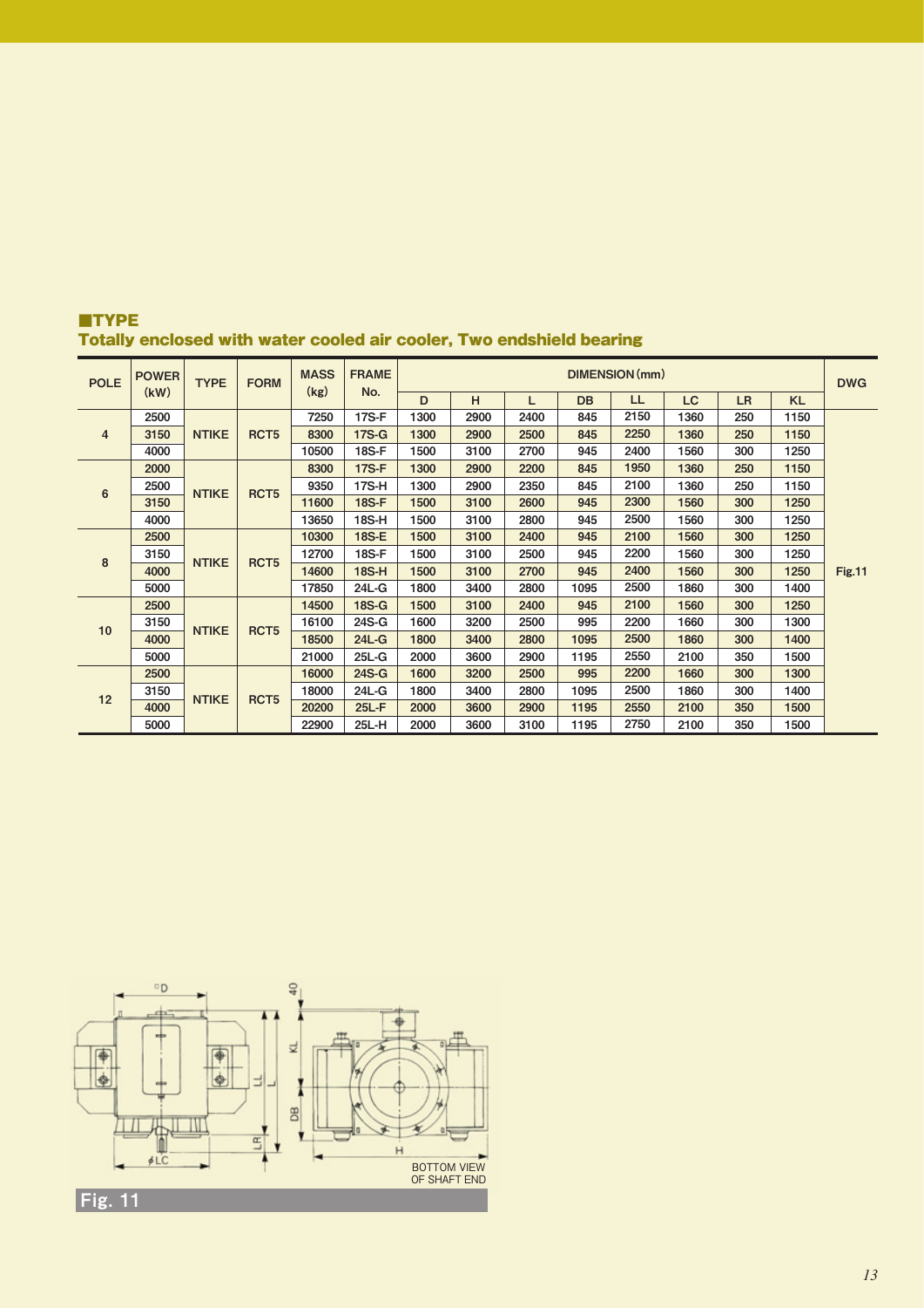## ■TYPE

**Totally enclosed with water cooled air cooler, Two endshield bearing**

| POLE | POWER (kW) | TYPE | FORM | MASS (kg) | FRAME No. | DIMENSION (mm) | | | | | | | | DWG |
|---|---|---|---|---|---|---|---|---|---|---|---|---|---|---|
| | | | | | | D | H | L | DB | LL | LC | LR | KL | |
| 4 | 2500 | NTIKE | RCT5 | 7250 | 17S-F | 1300 | 2900 | 2400 | 845 | 2150 | 1360 | 250 | 1150 | Fig.11 |
| | 3150 | | | 8300 | 17S-G | 1300 | 2900 | 2500 | 845 | 2250 | 1360 | 250 | 1150 | |
| | 4000 | | | 10500 | 18S-F | 1500 | 3100 | 2700 | 945 | 2400 | 1560 | 300 | 1250 | |
| 6 | 2000 | NTIKE | RCT5 | 8300 | 17S-F | 1300 | 2900 | 2200 | 845 | 1950 | 1360 | 250 | 1150 | |
| | 2500 | | | 9350 | 17S-H | 1300 | 2900 | 2350 | 845 | 2100 | 1360 | 250 | 1150 | |
| | 3150 | | | 11600 | 18S-F | 1500 | 3100 | 2600 | 945 | 2300 | 1560 | 300 | 1250 | |
| | 4000 | | | 13650 | 18S-H | 1500 | 3100 | 2800 | 945 | 2500 | 1560 | 300 | 1250 | |
| 8 | 2500 | NTIKE | RCT5 | 10300 | 18S-E | 1500 | 3100 | 2400 | 945 | 2100 | 1560 | 300 | 1250 | |
| | 3150 | | | 12700 | 18S-F | 1500 | 3100 | 2500 | 945 | 2200 | 1560 | 300 | 1250 | |
| | 4000 | | | 14600 | 18S-H | 1500 | 3100 | 2700 | 945 | 2400 | 1560 | 300 | 1250 | |
| | 5000 | | | 17850 | 24L-G | 1800 | 3400 | 2800 | 1095 | 2500 | 1860 | 300 | 1400 | |
| 10 | 2500 | NTIKE | RCT5 | 14500 | 18S-G | 1500 | 3100 | 2400 | 945 | 2100 | 1560 | 300 | 1250 | |
| | 3150 | | | 16100 | 24S-G | 1600 | 3200 | 2500 | 995 | 2200 | 1660 | 300 | 1300 | |
| | 4000 | | | 18500 | 24L-G | 1800 | 3400 | 2800 | 1095 | 2500 | 1860 | 300 | 1400 | |
| | 5000 | | | 21000 | 25L-G | 2000 | 3600 | 2900 | 1195 | 2550 | 2100 | 350 | 1500 | |
| 12 | 2500 | NTIKE | RCT5 | 16000 | 24S-G | 1600 | 3200 | 2500 | 995 | 2200 | 1660 | 300 | 1300 | |
| | 3150 | | | 18000 | 24L-G | 1800 | 3400 | 2800 | 1095 | 2500 | 1860 | 300 | 1400 | |
| | 4000 | | | 20200 | 25L-F | 2000 | 3600 | 2900 | 1195 | 2550 | 2100 | 350 | 1500 | |
| | 5000 | | | 22900 | 25L-H | 2000 | 3600 | 3100 | 1195 | 2750 | 2100 | 350 | 1500 | |

BOTTOM VIEW OF SHAFT END

Fig. 11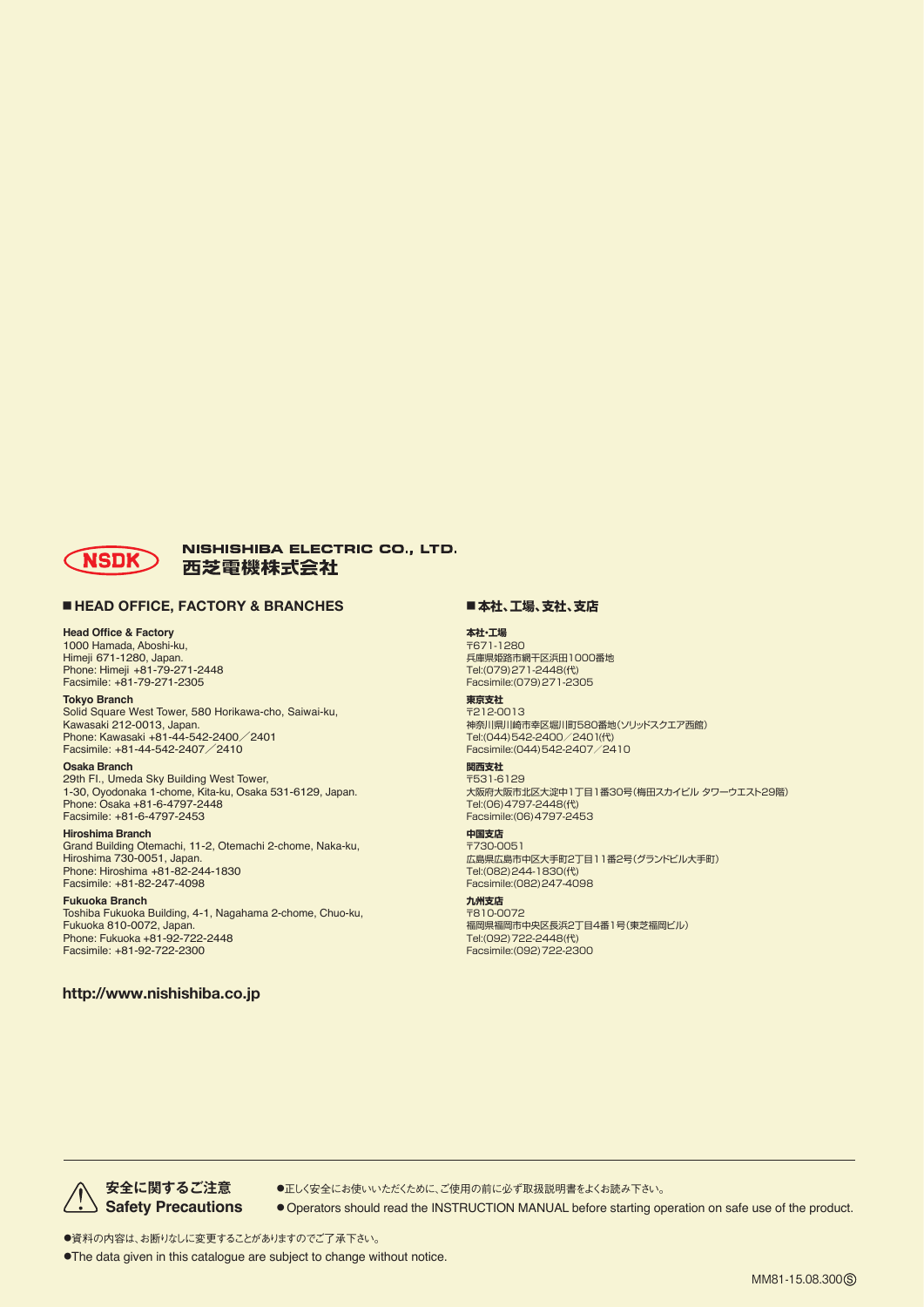NSDK

**NISHISHIBA ELECTRIC CO., LTD.**
**西芝電機株式会社**

## ■HEAD OFFICE, FACTORY & BRANCHES

**Head Office & Factory**
1000 Hamada, Aboshi-ku,
Himeji 671-1280, Japan.
Phone: Himeji +81-79-271-2448
Facsimile: +81-79-271-2305

**Tokyo Branch**
Solid Square West Tower, 580 Horikawa-cho, Saiwai-ku,
Kawasaki 212-0013, Japan.
Phone: Kawasaki +81-44-542-2400／2401
Facsimile: +81-44-542-2407／2410

**Osaka Branch**
29th Fl., Umeda Sky Building West Tower,
1-30, Oyodonaka 1-chome, Kita-ku, Osaka 531-6129, Japan.
Phone: Osaka +81-6-4797-2448
Facsimile: +81-6-4797-2453

**Hiroshima Branch**
Grand Building Otemachi, 11-2, Otemachi 2-chome, Naka-ku,
Hiroshima 730-0051, Japan.
Phone: Hiroshima +81-82-244-1830
Facsimile: +81-82-247-4098

**Fukuoka Branch**
Toshiba Fukuoka Building, 4-1, Nagahama 2-chome, Chuo-ku,
Fukuoka 810-0072, Japan.
Phone: Fukuoka +81-92-722-2448
Facsimile: +81-92-722-2300

**http://www.nishishiba.co.jp**

## ■本社、工場、支社、支店

**本社・工場**
〒671-1280
兵庫県姫路市網干区浜田1000番地
Tel:(079)271-2448(代)
Facsimile:(079)271-2305

**東京支社**
〒212-0013
神奈川県川崎市幸区堀川町580番地(ソリッドスクエア西館)
Tel:(044)542-2400／2401(代)
Facsimile:(044)542-2407／2410

**関西支社**
〒531-6129
大阪府大阪市北区大淀中1丁目1番30号(梅田スカイビル タワーウエスト29階)
Tel:(06)4797-2448(代)
Facsimile:(06)4797-2453

**中国支店**
〒730-0051
広島県広島市中区大手町2丁目11番2号(グランドビル大手町)
Tel:(082)244-1830(代)
Facsimile:(082)247-4098

**九州支店**
〒810-0072
福岡県福岡市中央区長浜2丁目4番1号(東芝福岡ビル)
Tel:(092)722-2448(代)
Facsimile:(092)722-2300

---

**安全に関するご注意**
**Safety Precautions**

●正しく安全にお使いいただくために、ご使用の前に必ず取扱説明書をよくお読み下さい。
●Operators should read the INSTRUCTION MANUAL before starting operation on safe use of the product.

●資料の内容は、お断りなしに変更することがありますのでご了承下さい。
●The data given in this catalogue are subject to change without notice.

MM81-15.08.300Ⓢ